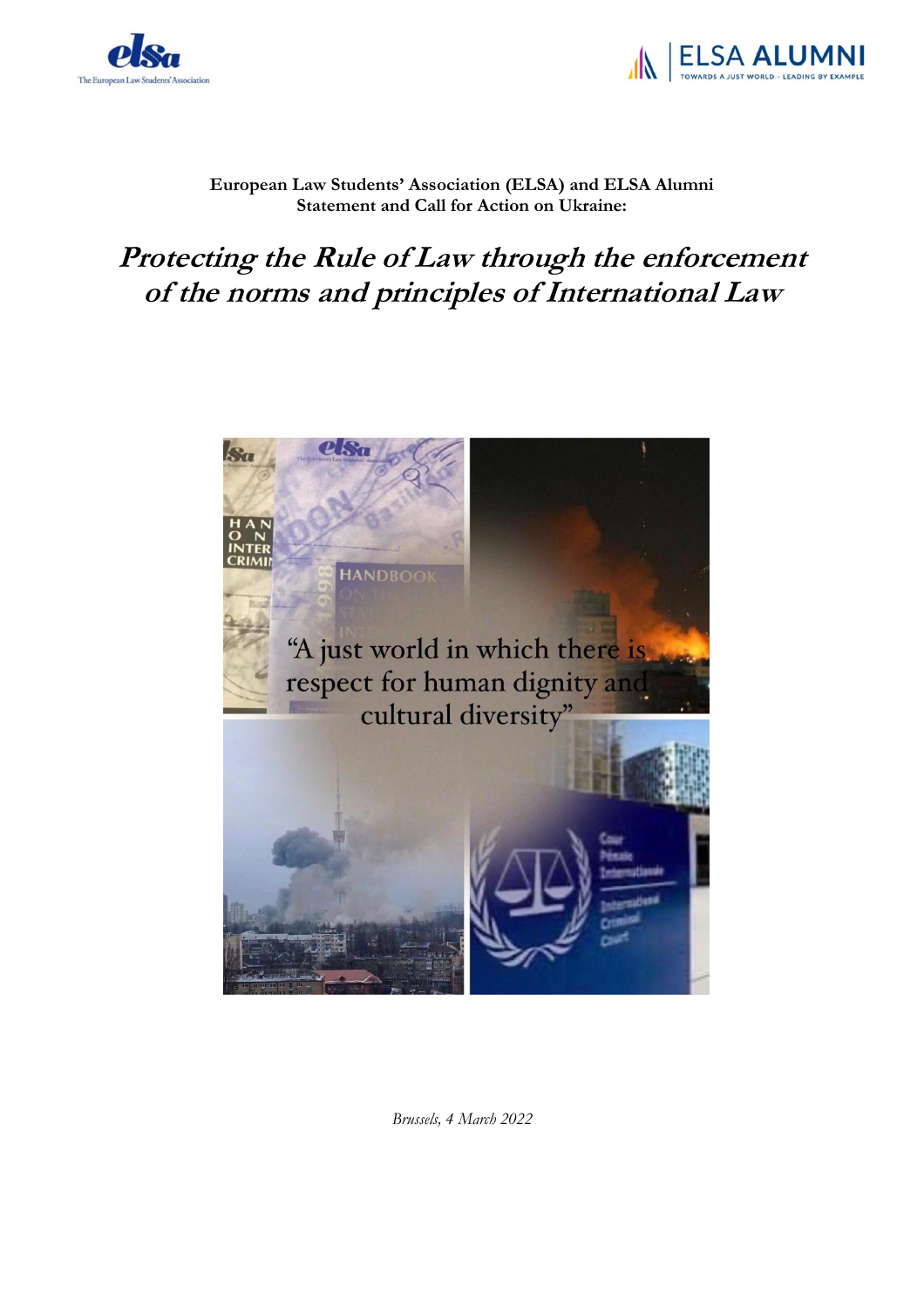**European Law Students' Association (ELSA) and ELSA Alumni**
**Statement and Call for Action on Ukraine:**

# *Protecting the Rule of Law through the enforcement of the norms and principles of International Law*

"A just world in which there is respect for human dignity and cultural diversity"

*Brussels, 4 March 2022*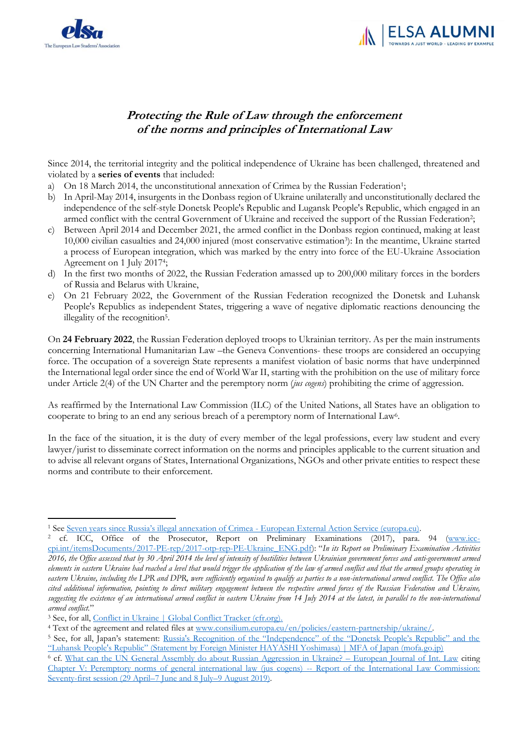## *Protecting the Rule of Law through the enforcement of the norms and principles of International Law*

Since 2014, the territorial integrity and the political independence of Ukraine has been challenged, threatened and violated by a **series of events** that included:

a) On 18 March 2014, the unconstitutional annexation of Crimea by the Russian Federation[1];
b) In April-May 2014, insurgents in the Donbass region of Ukraine unilaterally and unconstitutionally declared the independence of the self-style Donetsk People's Republic and Lugansk People's Republic, which engaged in an armed conflict with the central Government of Ukraine and received the support of the Russian Federation[2];
c) Between April 2014 and December 2021, the armed conflict in the Donbass region continued, making at least 10,000 civilian casualties and 24,000 injured (most conservative estimation[3]): In the meantime, Ukraine started a process of European integration, which was marked by the entry into force of the EU-Ukraine Association Agreement on 1 July 2017[4];
d) In the first two months of 2022, the Russian Federation amassed up to 200,000 military forces in the borders of Russia and Belarus with Ukraine,
e) On 21 February 2022, the Government of the Russian Federation recognized the Donetsk and Luhansk People's Republics as independent States, triggering a wave of negative diplomatic reactions denouncing the illegality of the recognition[5].

On **24 February 2022**, the Russian Federation deployed troops to Ukrainian territory. As per the main instruments concerning International Humanitarian Law –the Geneva Conventions- these troops are considered an occupying force. The occupation of a sovereign State represents a manifest violation of basic norms that have underpinned the International legal order since the end of World War II, starting with the prohibition on the use of military force under Article 2(4) of the UN Charter and the peremptory norm (*jus cogens*) prohibiting the crime of aggression.

As reaffirmed by the International Law Commission (ILC) of the United Nations, all States have an obligation to cooperate to bring to an end any serious breach of a peremptory norm of International Law[6].

In the face of the situation, it is the duty of every member of the legal professions, every law student and every lawyer/jurist to disseminate correct information on the norms and principles applicable to the current situation and to advise all relevant organs of States, International Organizations, NGOs and other private entities to respect these norms and contribute to their enforcement.

---

[1] See Seven years since Russia's illegal annexation of Crimea - European External Action Service (europa.eu).

[2] cf. ICC, Office of the Prosecutor, Report on Preliminary Examinations (2017), para. 94 (www.icc-cpi.int/itemsDocuments/2017-PE-rep/2017-otp-rep-PE-Ukraine_ENG.pdf): "*In its Report on Preliminary Examination Activities 2016, the Office assessed that by 30 April 2014 the level of intensity of hostilities between Ukrainian government forces and anti-government armed elements in eastern Ukraine had reached a level that would trigger the application of the law of armed conflict and that the armed groups operating in eastern Ukraine, including the LPR and DPR, were sufficiently organised to qualify as parties to a non-international armed conflict. The Office also cited additional information, pointing to direct military engagement between the respective armed forces of the Russian Federation and Ukraine, suggesting the existence of an international armed conflict in eastern Ukraine from 14 July 2014 at the latest, in parallel to the non-international armed conflict.*"

[3] See, for all, Conflict in Ukraine | Global Conflict Tracker (cfr.org).

[4] Text of the agreement and related files at www.consilium.europa.eu/en/policies/eastern-partnership/ukraine/.

[5] See, for all, Japan's statement: Russia's Recognition of the "Independence" of the "Donetsk People's Republic" and the "Luhansk People's Republic" (Statement by Foreign Minister HAYASHI Yoshimasa) | MFA of Japan (mofa.go.jp)

[6] cf. What can the UN General Assembly do about Russian Aggression in Ukraine? – European Journal of Int. Law citing Chapter V: Peremptory norms of general international law (jus cogens) -- Report of the International Law Commission: Seventy-first session (29 April–7 June and 8 July–9 August 2019).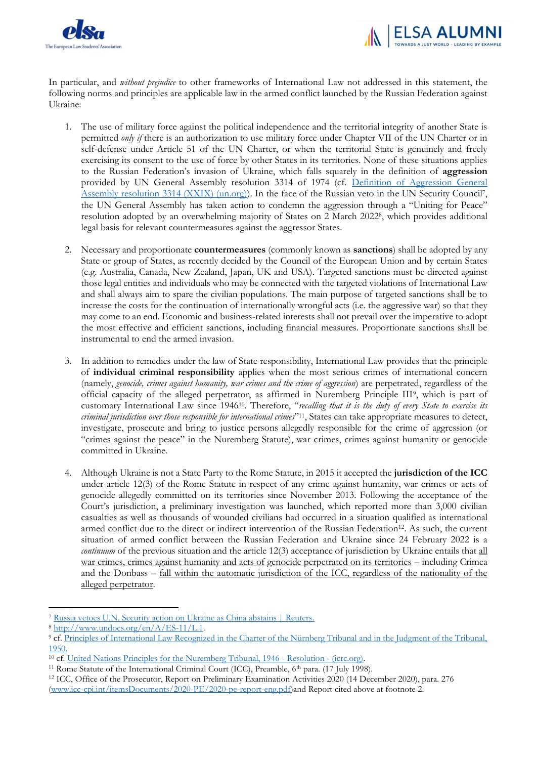In particular, and *without prejudice* to other frameworks of International Law not addressed in this statement, the following norms and principles are applicable law in the armed conflict launched by the Russian Federation against Ukraine:

1. The use of military force against the political independence and the territorial integrity of another State is permitted *only if* there is an authorization to use military force under Chapter VII of the UN Charter or in self-defense under Article 51 of the UN Charter, or when the territorial State is genuinely and freely exercising its consent to the use of force by other States in its territories. None of these situations applies to the Russian Federation's invasion of Ukraine, which falls squarely in the definition of **aggression** provided by UN General Assembly resolution 3314 of 1974 (cf. [Definition of Aggression General Assembly resolution 3314 (XXIX) (un.org)](un.org)). In the face of the Russian veto in the UN Security Council[7], the UN General Assembly has taken action to condemn the aggression through a "Uniting for Peace" resolution adopted by an overwhelming majority of States on 2 March 2022[8], which provides additional legal basis for relevant countermeasures against the aggressor States.

2. Necessary and proportionate **countermeasures** (commonly known as **sanctions**) shall be adopted by any State or group of States, as recently decided by the Council of the European Union and by certain States (e.g. Australia, Canada, New Zealand, Japan, UK and USA). Targeted sanctions must be directed against those legal entities and individuals who may be connected with the targeted violations of International Law and shall always aim to spare the civilian populations. The main purpose of targeted sanctions shall be to increase the costs for the continuation of internationally wrongful acts (i.e. the aggressive war) so that they may come to an end. Economic and business-related interests shall not prevail over the imperative to adopt the most effective and efficient sanctions, including financial measures. Proportionate sanctions shall be instrumental to end the armed invasion.

3. In addition to remedies under the law of State responsibility, International Law provides that the principle of **individual criminal responsibility** applies when the most serious crimes of international concern (namely, *genocide, crimes against humanity, war crimes and the crime of aggression*) are perpetrated, regardless of the official capacity of the alleged perpetrator, as affirmed in Nuremberg Principle III[9], which is part of customary International Law since 1946[10]. Therefore, "*recalling that it is the duty of every State to exercise its criminal jurisdiction over those responsible for international crimes*"[11], States can take appropriate measures to detect, investigate, prosecute and bring to justice persons allegedly responsible for the crime of aggression (or "crimes against the peace" in the Nuremberg Statute), war crimes, crimes against humanity or genocide committed in Ukraine.

4. Although Ukraine is not a State Party to the Rome Statute, in 2015 it accepted the **jurisdiction of the ICC** under article 12(3) of the Rome Statute in respect of any crime against humanity, war crimes or acts of genocide allegedly committed on its territories since November 2013. Following the acceptance of the Court's jurisdiction, a preliminary investigation was launched, which reported more than 3,000 civilian casualties as well as thousands of wounded civilians had occurred in a situation qualified as international armed conflict due to the direct or indirect intervention of the Russian Federation[12]. As such, the current situation of armed conflict between the Russian Federation and Ukraine since 24 February 2022 is a *continuum* of the previous situation and the article 12(3) acceptance of jurisdiction by Ukraine entails that <u>all war crimes, crimes against humanity and acts of genocide perpetrated on its territories</u> – including Crimea and the Donbass – <u>fall within the automatic jurisdiction of the ICC, regardless of the nationality of the alleged perpetrator</u>.

---

[7] [Russia vetoes U.N. Security action on Ukraine as China abstains | Reuters.](Reuters)

[8] [http://www.undocs.org/en/A/ES-11/L.1](http://www.undocs.org/en/A/ES-11/L.1).

[9] cf. [Principles of International Law Recognized in the Charter of the Nürnberg Tribunal and in the Judgment of the Tribunal, 1950.]()

[10] cf. [United Nations Principles for the Nuremberg Tribunal, 1946 - Resolution - (icrc.org).](icrc.org)

[11] Rome Statute of the International Criminal Court (ICC), Preamble, 6th para. (17 July 1998).

[12] ICC, Office of the Prosecutor, Report on Preliminary Examination Activities 2020 (14 December 2020), para. 276 ([www.icc-cpi.int/itemsDocuments/2020-PE/2020-pe-report-eng.pdf](www.icc-cpi.int/itemsDocuments/2020-PE/2020-pe-report-eng.pdf))and Report cited above at footnote 2.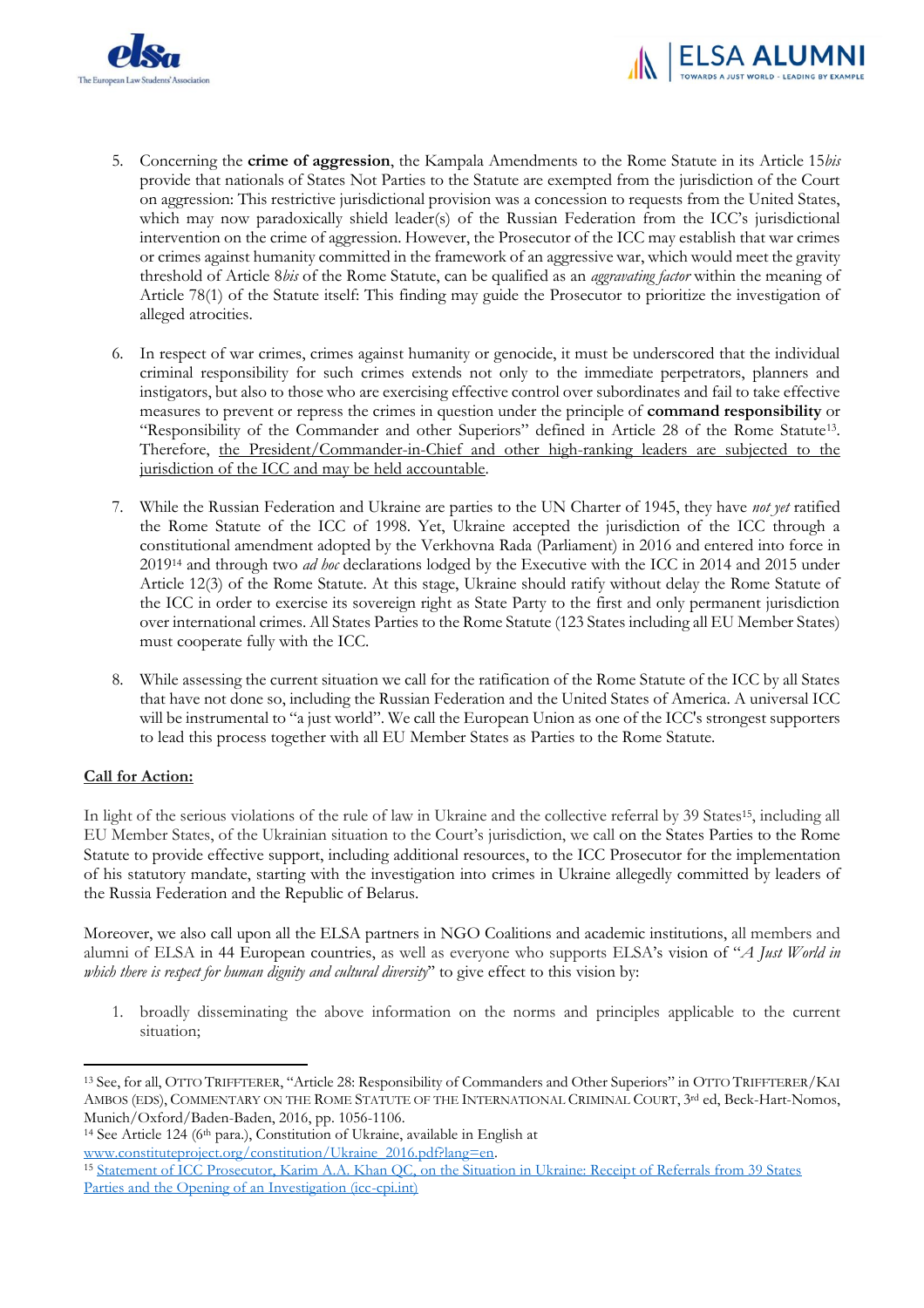5. Concerning the **crime of aggression**, the Kampala Amendments to the Rome Statute in its Article 15*bis* provide that nationals of States Not Parties to the Statute are exempted from the jurisdiction of the Court on aggression: This restrictive jurisdictional provision was a concession to requests from the United States, which may now paradoxically shield leader(s) of the Russian Federation from the ICC's jurisdictional intervention on the crime of aggression. However, the Prosecutor of the ICC may establish that war crimes or crimes against humanity committed in the framework of an aggressive war, which would meet the gravity threshold of Article 8*bis* of the Rome Statute, can be qualified as an *aggravating factor* within the meaning of Article 78(1) of the Statute itself: This finding may guide the Prosecutor to prioritize the investigation of alleged atrocities.

6. In respect of war crimes, crimes against humanity or genocide, it must be underscored that the individual criminal responsibility for such crimes extends not only to the immediate perpetrators, planners and instigators, but also to those who are exercising effective control over subordinates and fail to take effective measures to prevent or repress the crimes in question under the principle of **command responsibility** or "Responsibility of the Commander and other Superiors" defined in Article 28 of the Rome Statute[13]. Therefore, the President/Commander-in-Chief and other high-ranking leaders are subjected to the jurisdiction of the ICC and may be held accountable.

7. While the Russian Federation and Ukraine are parties to the UN Charter of 1945, they have *not yet* ratified the Rome Statute of the ICC of 1998. Yet, Ukraine accepted the jurisdiction of the ICC through a constitutional amendment adopted by the Verkhovna Rada (Parliament) in 2016 and entered into force in 2019[14] and through two *ad hoc* declarations lodged by the Executive with the ICC in 2014 and 2015 under Article 12(3) of the Rome Statute. At this stage, Ukraine should ratify without delay the Rome Statute of the ICC in order to exercise its sovereign right as State Party to the first and only permanent jurisdiction over international crimes. All States Parties to the Rome Statute (123 States including all EU Member States) must cooperate fully with the ICC.

8. While assessing the current situation we call for the ratification of the Rome Statute of the ICC by all States that have not done so, including the Russian Federation and the United States of America. A universal ICC will be instrumental to "a just world". We call the European Union as one of the ICC's strongest supporters to lead this process together with all EU Member States as Parties to the Rome Statute.

**Call for Action:**

In light of the serious violations of the rule of law in Ukraine and the collective referral by 39 States[15], including all EU Member States, of the Ukrainian situation to the Court's jurisdiction, we call on the States Parties to the Rome Statute to provide effective support, including additional resources, to the ICC Prosecutor for the implementation of his statutory mandate, starting with the investigation into crimes in Ukraine allegedly committed by leaders of the Russia Federation and the Republic of Belarus.

Moreover, we also call upon all the ELSA partners in NGO Coalitions and academic institutions, all members and alumni of ELSA in 44 European countries, as well as everyone who supports ELSA's vision of "*A Just World in which there is respect for human dignity and cultural diversity*" to give effect to this vision by:

1. broadly disseminating the above information on the norms and principles applicable to the current situation;

---

[13] See, for all, OTTO TRIFFTERER, "Article 28: Responsibility of Commanders and Other Superiors" in OTTO TRIFFTERER/KAI AMBOS (EDS), COMMENTARY ON THE ROME STATUTE OF THE INTERNATIONAL CRIMINAL COURT, 3rd ed, Beck-Hart-Nomos, Munich/Oxford/Baden-Baden, 2016, pp. 1056-1106.

[14] See Article 124 (6th para.), Constitution of Ukraine, available in English at www.constituteproject.org/constitution/Ukraine_2016.pdf?lang=en.

[15] Statement of ICC Prosecutor, Karim A.A. Khan QC, on the Situation in Ukraine: Receipt of Referrals from 39 States Parties and the Opening of an Investigation (icc-cpi.int)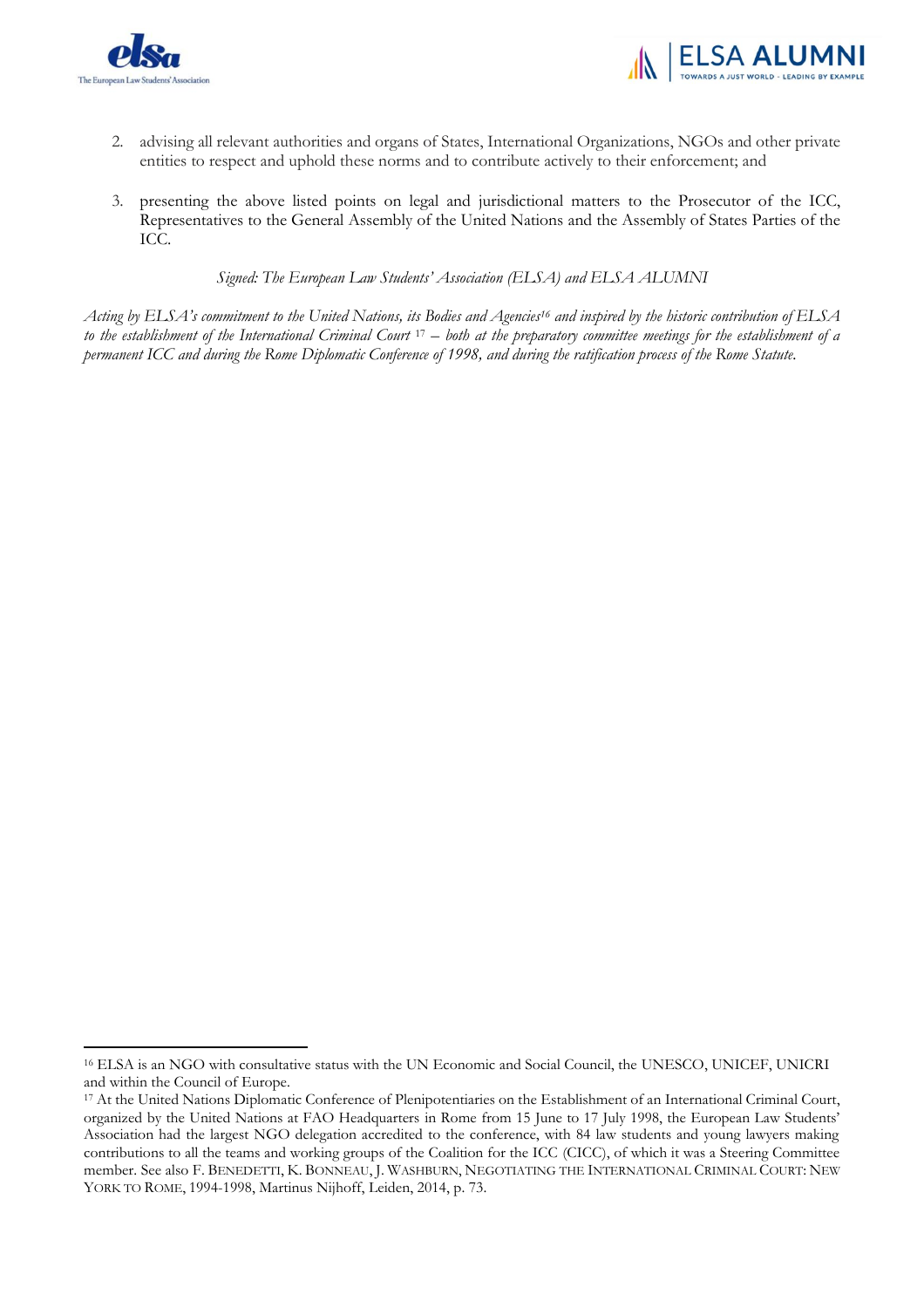2. advising all relevant authorities and organs of States, International Organizations, NGOs and other private entities to respect and uphold these norms and to contribute actively to their enforcement; and

3. presenting the above listed points on legal and jurisdictional matters to the Prosecutor of the ICC, Representatives to the General Assembly of the United Nations and the Assembly of States Parties of the ICC.

*Signed: The European Law Students' Association (ELSA) and ELSA ALUMNI*

*Acting by ELSA's commitment to the United Nations, its Bodies and Agencies*[16] *and inspired by the historic contribution of ELSA to the establishment of the International Criminal Court* [17] *– both at the preparatory committee meetings for the establishment of a permanent ICC and during the Rome Diplomatic Conference of 1998, and during the ratification process of the Rome Statute.*

---

[16] ELSA is an NGO with consultative status with the UN Economic and Social Council, the UNESCO, UNICEF, UNICRI and within the Council of Europe.

[17] At the United Nations Diplomatic Conference of Plenipotentiaries on the Establishment of an International Criminal Court, organized by the United Nations at FAO Headquarters in Rome from 15 June to 17 July 1998, the European Law Students' Association had the largest NGO delegation accredited to the conference, with 84 law students and young lawyers making contributions to all the teams and working groups of the Coalition for the ICC (CICC), of which it was a Steering Committee member. See also F. BENEDETTI, K. BONNEAU, J. WASHBURN, NEGOTIATING THE INTERNATIONAL CRIMINAL COURT: NEW YORK TO ROME, 1994-1998, Martinus Nijhoff, Leiden, 2014, p. 73.